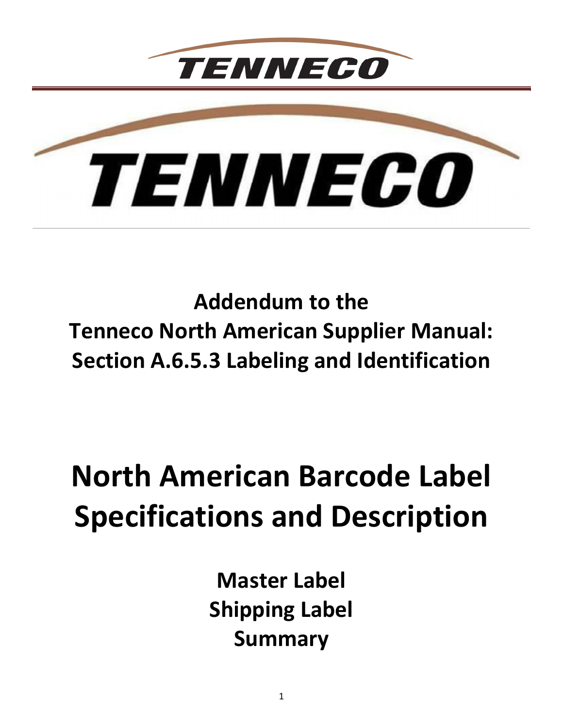TENNECO

TENNECO

**Addendum to the**
**Tenneco North American Supplier Manual:**
**Section A.6.5.3 Labeling and Identification**

# North American Barcode Label Specifications and Description

**Master Label**
**Shipping Label**
**Summary**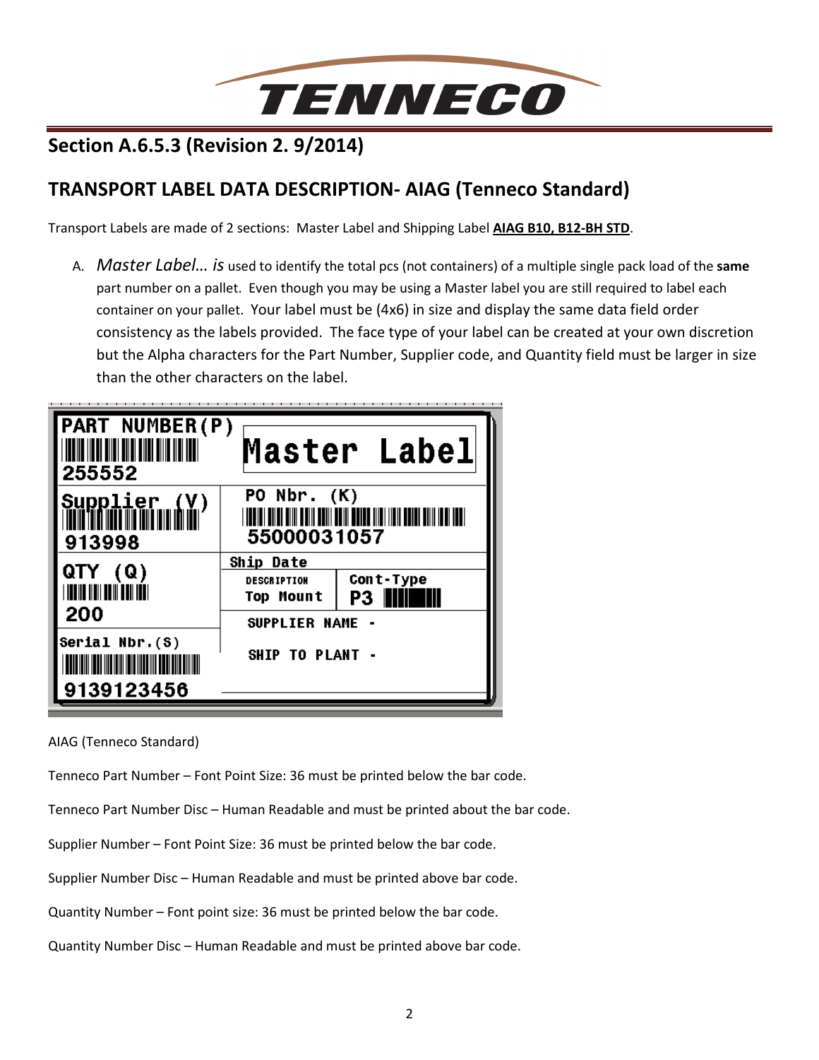## Section A.6.5.3 (Revision 2. 9/2014)

## TRANSPORT LABEL DATA DESCRIPTION- AIAG (Tenneco Standard)

Transport Labels are made of 2 sections: Master Label and Shipping Label **AIAG B10, B12-BH STD**.

A. *Master Label… is* used to identify the total pcs (not containers) of a multiple single pack load of the **same** part number on a pallet. Even though you may be using a Master label you are still required to label each container on your pallet. Your label must be (4x6) in size and display the same data field order consistency as the labels provided. The face type of your label can be created at your own discretion but the Alpha characters for the Part Number, Supplier code, and Quantity field must be larger in size than the other characters on the label.

| PART NUMBER(P)<br>255552 | Master Label | |
|---|---|---|
| Supplier (V)<br>913998 | PO Nbr. (K)<br>55000031057 | |
| QTY (Q)<br>200 | Ship Date<br>DESCRIPTION<br>Top Mount | Cont-Type<br>P3 |
| Serial Nbr.(S)<br>9139123456 | SUPPLIER NAME -<br>SHIP TO PLANT - | |

AIAG (Tenneco Standard)

Tenneco Part Number – Font Point Size: 36 must be printed below the bar code.

Tenneco Part Number Disc – Human Readable and must be printed about the bar code.

Supplier Number – Font Point Size: 36 must be printed below the bar code.

Supplier Number Disc – Human Readable and must be printed above bar code.

Quantity Number – Font point size: 36 must be printed below the bar code.

Quantity Number Disc – Human Readable and must be printed above bar code.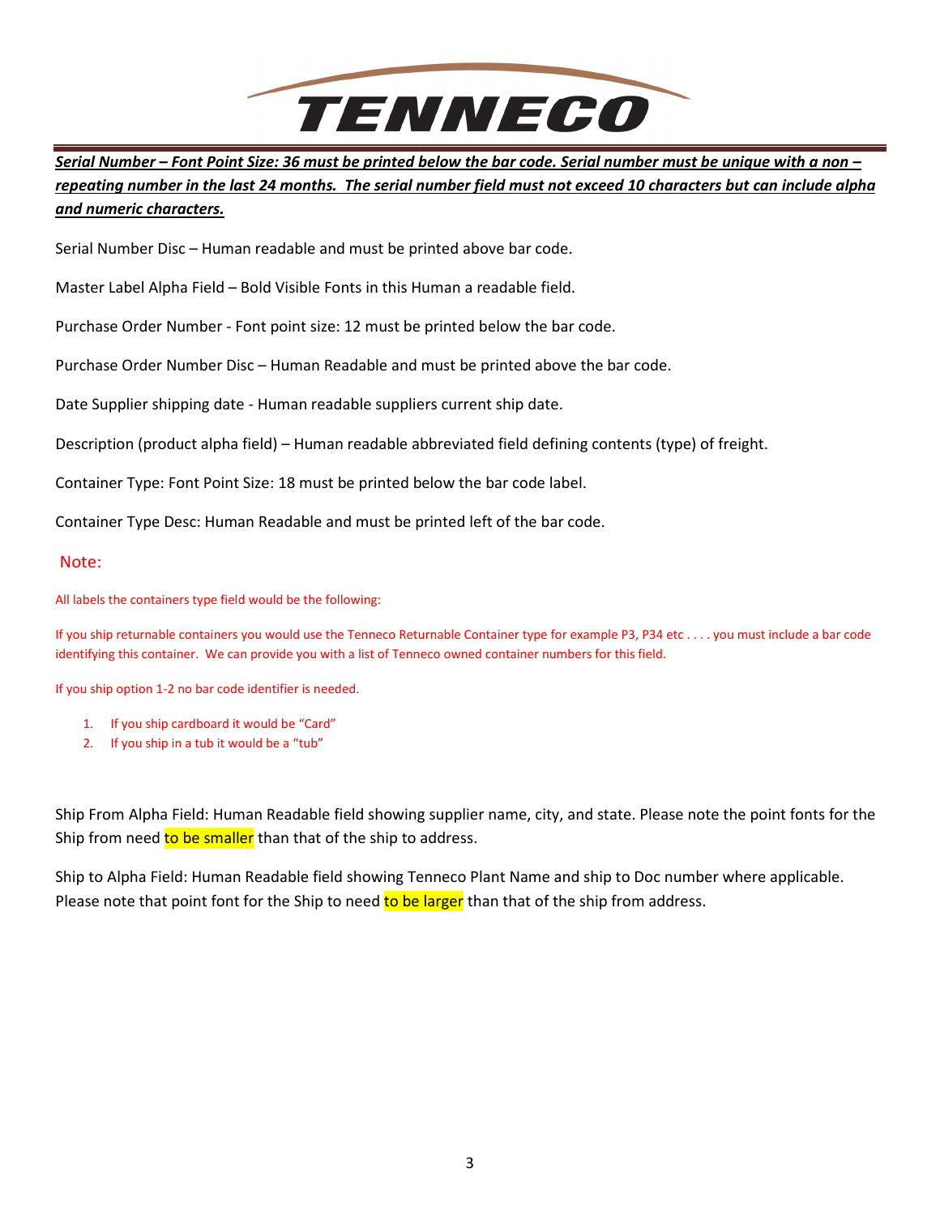***Serial Number – Font Point Size: 36 must be printed below the bar code. Serial number must be unique with a non – repeating number in the last 24 months. The serial number field must not exceed 10 characters but can include alpha and numeric characters.***

Serial Number Disc – Human readable and must be printed above bar code.

Master Label Alpha Field – Bold Visible Fonts in this Human a readable field.

Purchase Order Number - Font point size: 12 must be printed below the bar code.

Purchase Order Number Disc – Human Readable and must be printed above the bar code.

Date Supplier shipping date - Human readable suppliers current ship date.

Description (product alpha field) – Human readable abbreviated field defining contents (type) of freight.

Container Type: Font Point Size: 18 must be printed below the bar code label.

Container Type Desc: Human Readable and must be printed left of the bar code.

Note:

All labels the containers type field would be the following:

If you ship returnable containers you would use the Tenneco Returnable Container type for example P3, P34 etc . . . . you must include a bar code identifying this container. We can provide you with a list of Tenneco owned container numbers for this field.

If you ship option 1-2 no bar code identifier is needed.

1. If you ship cardboard it would be “Card”
2. If you ship in a tub it would be a “tub”

Ship From Alpha Field: Human Readable field showing supplier name, city, and state. Please note the point fonts for the Ship from need to be smaller than that of the ship to address.

Ship to Alpha Field: Human Readable field showing Tenneco Plant Name and ship to Doc number where applicable. Please note that point font for the Ship to need to be larger than that of the ship from address.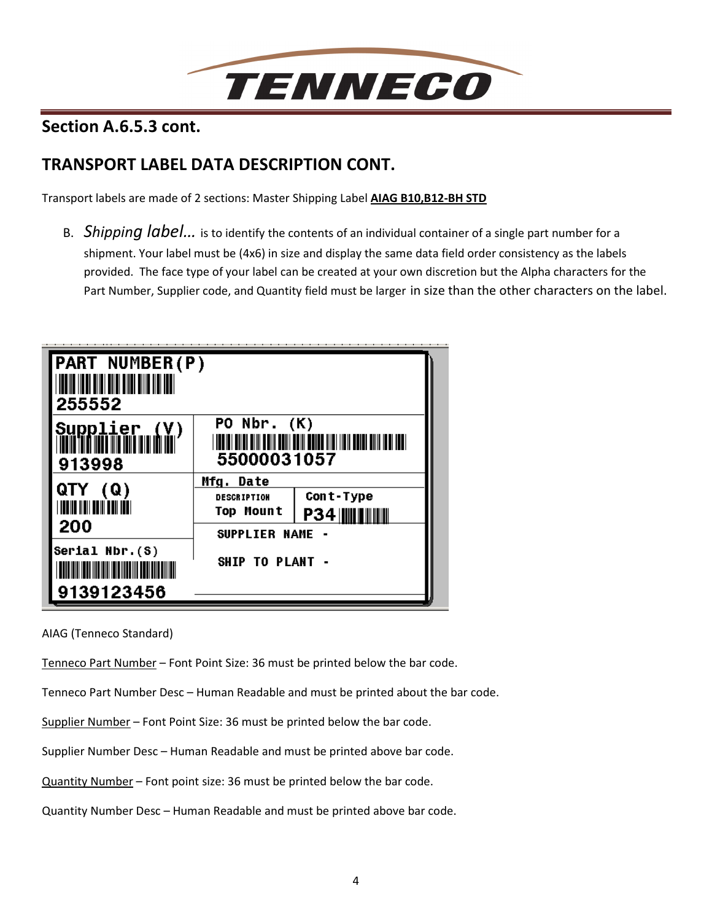## Section A.6.5.3 cont.

## TRANSPORT LABEL DATA DESCRIPTION CONT.

Transport labels are made of 2 sections: Master Shipping Label **AIAG B10,B12-BH STD**

B. *Shipping label…* is to identify the contents of an individual container of a single part number for a shipment. Your label must be (4x6) in size and display the same data field order consistency as the labels provided. The face type of your label can be created at your own discretion but the Alpha characters for the Part Number, Supplier code, and Quantity field must be larger in size than the other characters on the label.

| PART NUMBER(P) 255552 | |
|---|---|
| Supplier (V) 913998 | PO Nbr. (K) 55000031057 |
| QTY (Q) 200 | Mfg. Date / DESCRIPTION: Top Mount / Cont-Type: P34 |
| Serial Nbr.(S) 9139123456 | SUPPLIER NAME - / SHIP TO PLANT - |

AIAG (Tenneco Standard)

Tenneco Part Number – Font Point Size: 36 must be printed below the bar code.

Tenneco Part Number Desc – Human Readable and must be printed about the bar code.

Supplier Number – Font Point Size: 36 must be printed below the bar code.

Supplier Number Desc – Human Readable and must be printed above bar code.

Quantity Number – Font point size: 36 must be printed below the bar code.

Quantity Number Desc – Human Readable and must be printed above bar code.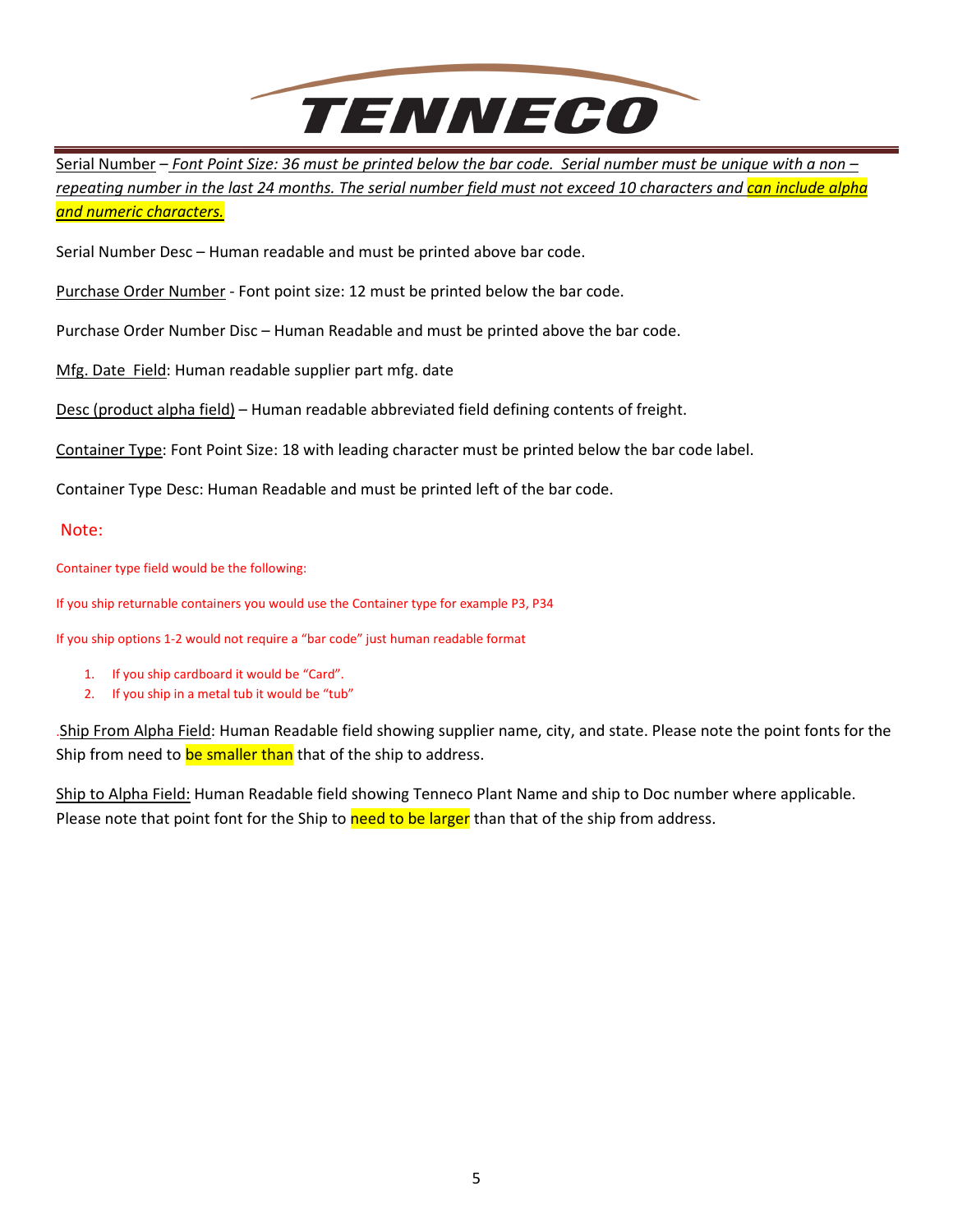Serial Number – *Font Point Size: 36 must be printed below the bar code. Serial number must be unique with a non – repeating number in the last 24 months. The serial number field must not exceed 10 characters and can include alpha and numeric characters.*

Serial Number Desc – Human readable and must be printed above bar code.

Purchase Order Number - Font point size: 12 must be printed below the bar code.

Purchase Order Number Disc – Human Readable and must be printed above the bar code.

Mfg. Date Field: Human readable supplier part mfg. date

Desc (product alpha field) – Human readable abbreviated field defining contents of freight.

Container Type: Font Point Size: 18 with leading character must be printed below the bar code label.

Container Type Desc: Human Readable and must be printed left of the bar code.

Note:

Container type field would be the following:

If you ship returnable containers you would use the Container type for example P3, P34

If you ship options 1-2 would not require a "bar code" just human readable format

1. If you ship cardboard it would be "Card".
2. If you ship in a metal tub it would be "tub"

.Ship From Alpha Field: Human Readable field showing supplier name, city, and state. Please note the point fonts for the Ship from need to be smaller than that of the ship to address.

Ship to Alpha Field: Human Readable field showing Tenneco Plant Name and ship to Doc number where applicable. Please note that point font for the Ship to need to be larger than that of the ship from address.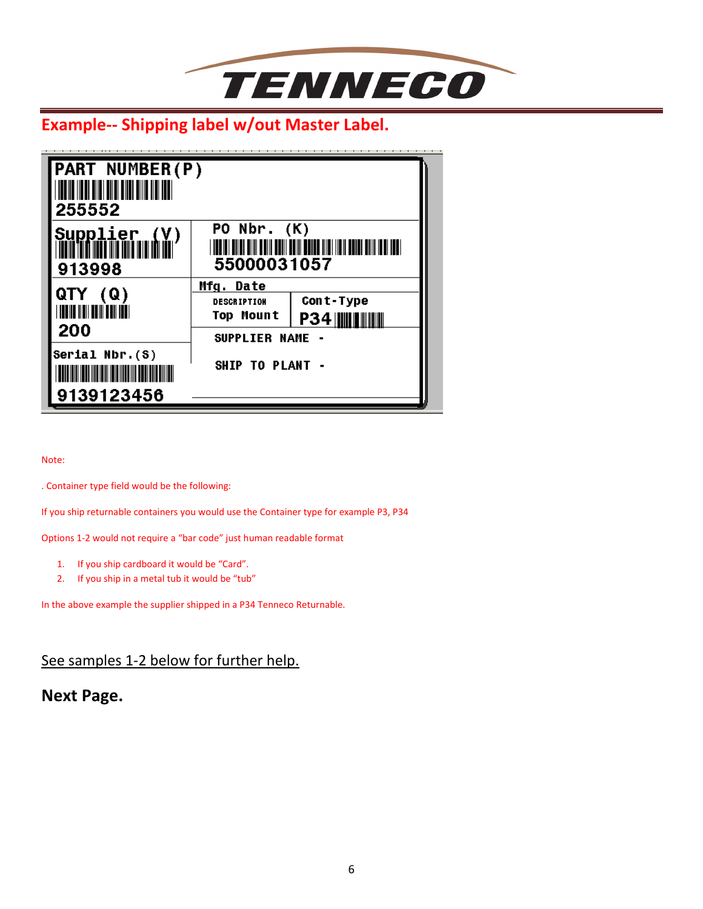## Example-- Shipping label w/out Master Label.

PART NUMBER(P)

255552

Supplier (V)

913998

PO Nbr. (K)

55000031057

QTY (Q)

200

Mfg. Date

DESCRIPTION

Top Mount

Cont-Type

P34

Serial Nbr.(S)

9139123456

SUPPLIER NAME -

SHIP TO PLANT -

Note:

. Container type field would be the following:

If you ship returnable containers you would use the Container type for example P3, P34

Options 1-2 would not require a "bar code" just human readable format

1. If you ship cardboard it would be "Card".
2. If you ship in a metal tub it would be "tub"

In the above example the supplier shipped in a P34 Tenneco Returnable.

See samples 1-2 below for further help.

**Next Page.**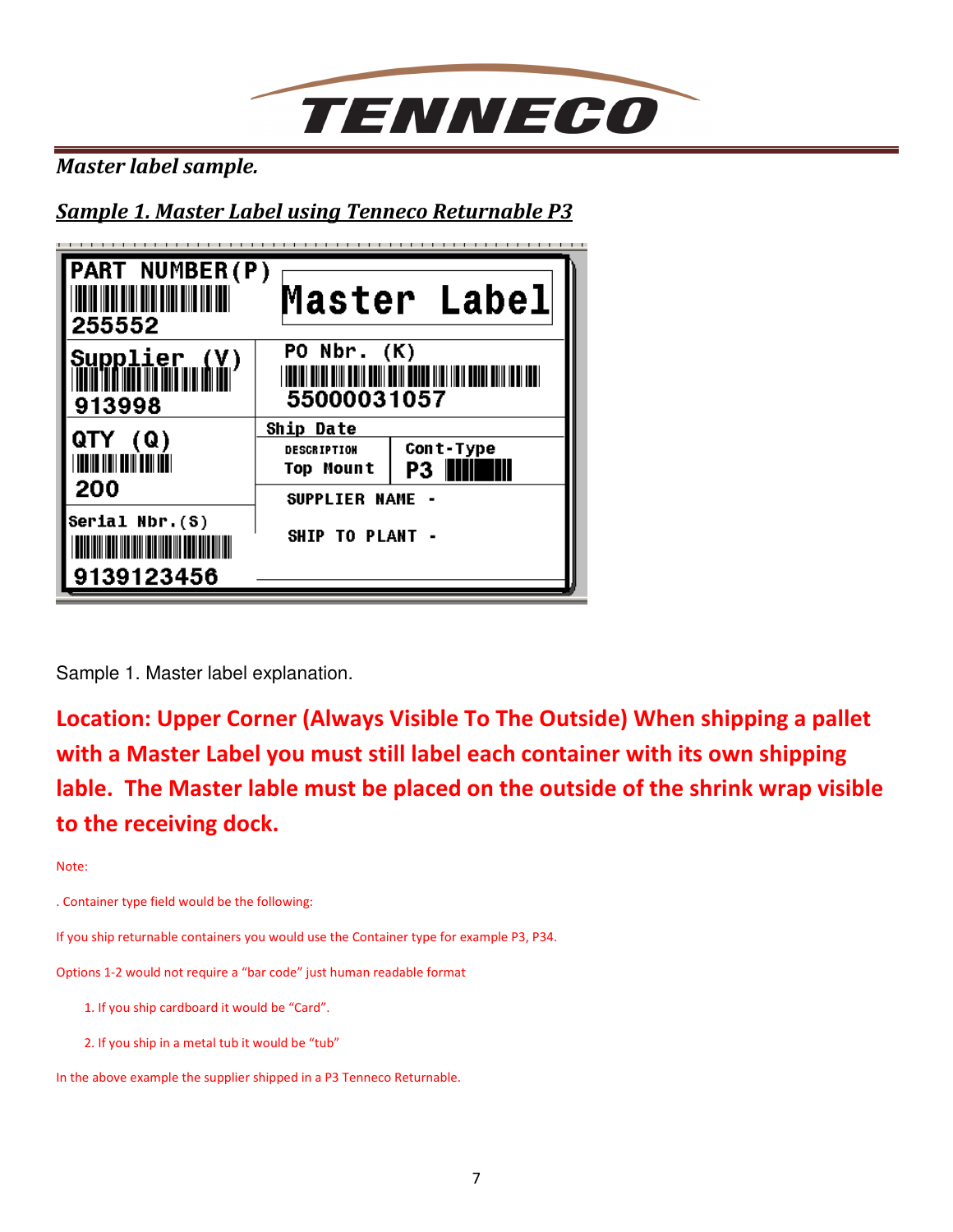***Master label sample.***

***Sample 1. Master Label using Tenneco Returnable P3***

| PART NUMBER(P) 255552 | Master Label | |
|---|---|---|
| Supplier (V) 913998 | PO Nbr. (K) 55000031057 | |
| QTY (Q) 200 | Ship Date | |
| | DESCRIPTION Top Mount | Cont-Type P3 |
| Serial Nbr.(S) 9139123456 | SUPPLIER NAME - | |
| | SHIP TO PLANT - | |

Sample 1. Master label explanation.

**Location: Upper Corner (Always Visible To The Outside) When shipping a pallet with a Master Label you must still label each container with its own shipping lable. The Master lable must be placed on the outside of the shrink wrap visible to the receiving dock.**

Note:

. Container type field would be the following:

If you ship returnable containers you would use the Container type for example P3, P34.

Options 1-2 would not require a "bar code" just human readable format

1. If you ship cardboard it would be "Card".
2. If you ship in a metal tub it would be "tub"

In the above example the supplier shipped in a P3 Tenneco Returnable.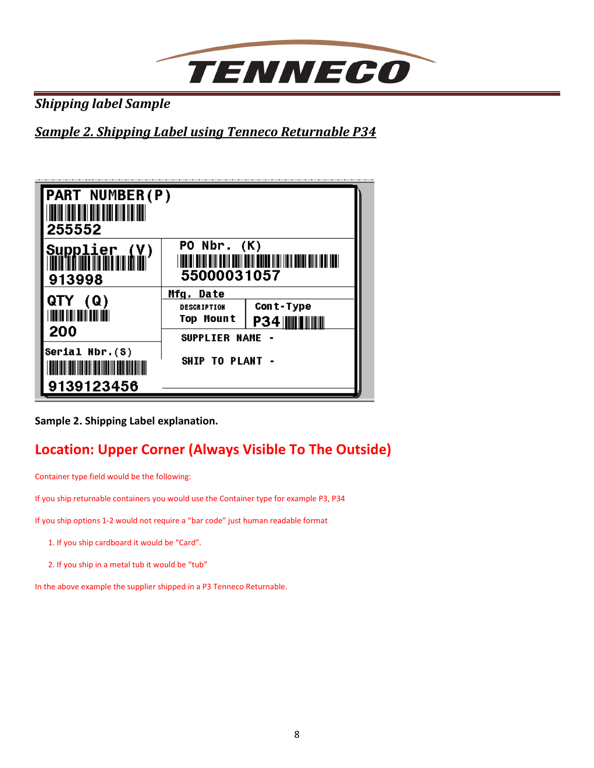*Shipping label Sample*

## ***Sample 2. Shipping Label using Tenneco Returnable P34***

PART NUMBER(P)

255552

Supplier (V)

913998

PO Nbr. (K)

55000031057

QTY (Q)

200

Mfg. Date

DESCRIPTION

Top Mount

Cont-Type

P34

SUPPLIER NAME -

SHIP TO PLANT -

Serial Nbr.(S)

9139123456

**Sample 2. Shipping Label explanation.**

## Location: Upper Corner (Always Visible To The Outside)

Container type field would be the following:

If you ship returnable containers you would use the Container type for example P3, P34

If you ship options 1-2 would not require a "bar code" just human readable format

1. If you ship cardboard it would be "Card".
2. If you ship in a metal tub it would be "tub"

In the above example the supplier shipped in a P3 Tenneco Returnable.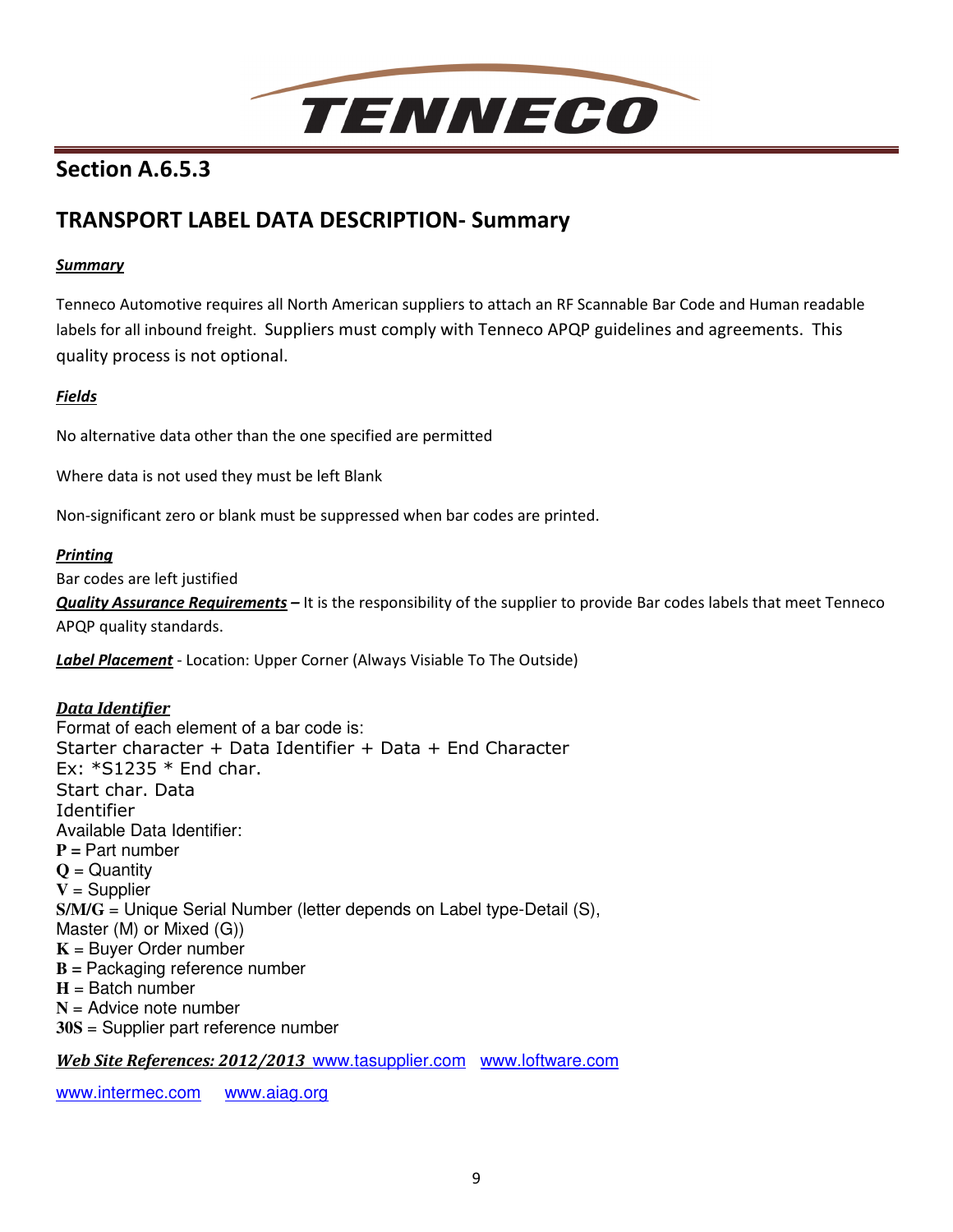## Section A.6.5.3

## TRANSPORT LABEL DATA DESCRIPTION- Summary

***Summary***

Tenneco Automotive requires all North American suppliers to attach an RF Scannable Bar Code and Human readable labels for all inbound freight. Suppliers must comply with Tenneco APQP guidelines and agreements. This quality process is not optional.

***Fields***

No alternative data other than the one specified are permitted

Where data is not used they must be left Blank

Non-significant zero or blank must be suppressed when bar codes are printed.

***Printing***

Bar codes are left justified

***Quality Assurance Requirements*** **–** It is the responsibility of the supplier to provide Bar codes labels that meet Tenneco APQP quality standards.

***Label Placement*** - Location: Upper Corner (Always Visiable To The Outside)

***Data Identifier***

Format of each element of a bar code is:
Starter character + Data Identifier + Data + End Character
Ex: *S1235 * End char.
Start char. Data
Identifier
Available Data Identifier:
**P** = Part number
**Q** = Quantity
**V** = Supplier
**S/M/G** = Unique Serial Number (letter depends on Label type-Detail (S), Master (M) or Mixed (G))
**K** = Buyer Order number
**B** = Packaging reference number
**H** = Batch number
**N** = Advice note number
**30S** = Supplier part reference number

***Web Site References: 2012/2013*** www.tasupplier.com www.loftware.com

www.intermec.com www.aiag.org